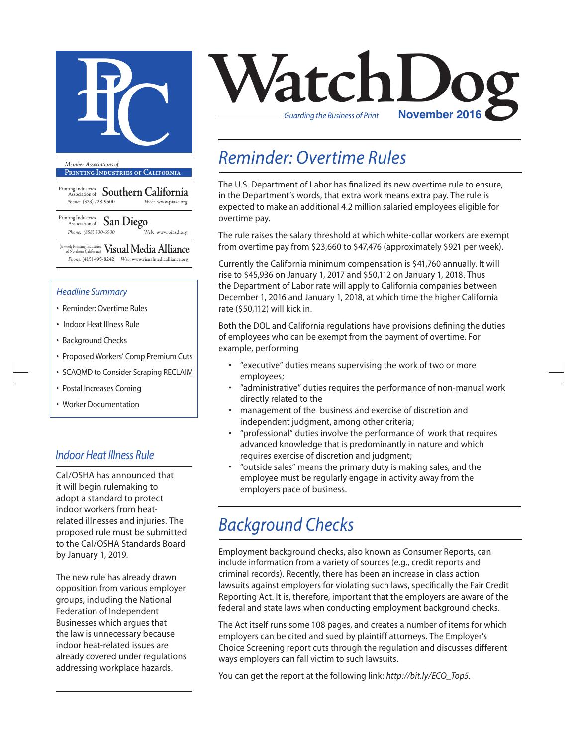# WatchDog

*Guarding the Business of Print* **November 2016**

*Member Associations of* **Printing Industries of California**

Printing Industries Association of **Southern California**
Phone: (323) 728-9500 Web: www.piasc.org

Printing Industries Association of **San Diego**
Phone: (858) 800-6900 Web: www.piasd.org

(formerly Printing Industries of Northern California) **Visual Media Alliance**
Phone: (415) 495-8242 Web: www.visualmediaalliance.org

### *Headline Summary*

- Reminder: Overtime Rules
- Indoor Heat Illness Rule
- Background Checks
- Proposed Workers' Comp Premium Cuts
- SCAQMD to Consider Scraping RECLAIM
- Postal Increases Coming
- Worker Documentation

## *Reminder: Overtime Rules*

The U.S. Department of Labor has finalized its new overtime rule to ensure, in the Department's words, that extra work means extra pay. The rule is expected to make an additional 4.2 million salaried employees eligible for overtime pay.

The rule raises the salary threshold at which white-collar workers are exempt from overtime pay from $23,660 to $47,476 (approximately $921 per week).

Currently the California minimum compensation is $41,760 annually. It will rise to $45,936 on January 1, 2017 and $50,112 on January 1, 2018. Thus the Department of Labor rate will apply to California companies between December 1, 2016 and January 1, 2018, at which time the higher California rate ($50,112) will kick in.

Both the DOL and California regulations have provisions defining the duties of employees who can be exempt from the payment of overtime. For example, performing

- "executive" duties means supervising the work of two or more employees;
- "administrative" duties requires the performance of non-manual work directly related to the
- management of the business and exercise of discretion and independent judgment, among other criteria;
- "professional" duties involve the performance of work that requires advanced knowledge that is predominantly in nature and which requires exercise of discretion and judgment;
- "outside sales" means the primary duty is making sales, and the employee must be regularly engage in activity away from the employers pace of business.

## *Indoor Heat Illness Rule*

Cal/OSHA has announced that it will begin rulemaking to adopt a standard to protect indoor workers from heat-related illnesses and injuries. The proposed rule must be submitted to the Cal/OSHA Standards Board by January 1, 2019.

The new rule has already drawn opposition from various employer groups, including the National Federation of Independent Businesses which argues that the law is unnecessary because indoor heat-related issues are already covered under regulations addressing workplace hazards.

## *Background Checks*

Employment background checks, also known as Consumer Reports, can include information from a variety of sources (e.g., credit reports and criminal records). Recently, there has been an increase in class action lawsuits against employers for violating such laws, specifically the Fair Credit Reporting Act. It is, therefore, important that the employers are aware of the federal and state laws when conducting employment background checks.

The Act itself runs some 108 pages, and creates a number of items for which employers can be cited and sued by plaintiff attorneys. The Employer's Choice Screening report cuts through the regulation and discusses different ways employers can fall victim to such lawsuits.

You can get the report at the following link: *http://bit.ly/ECO_Top5*.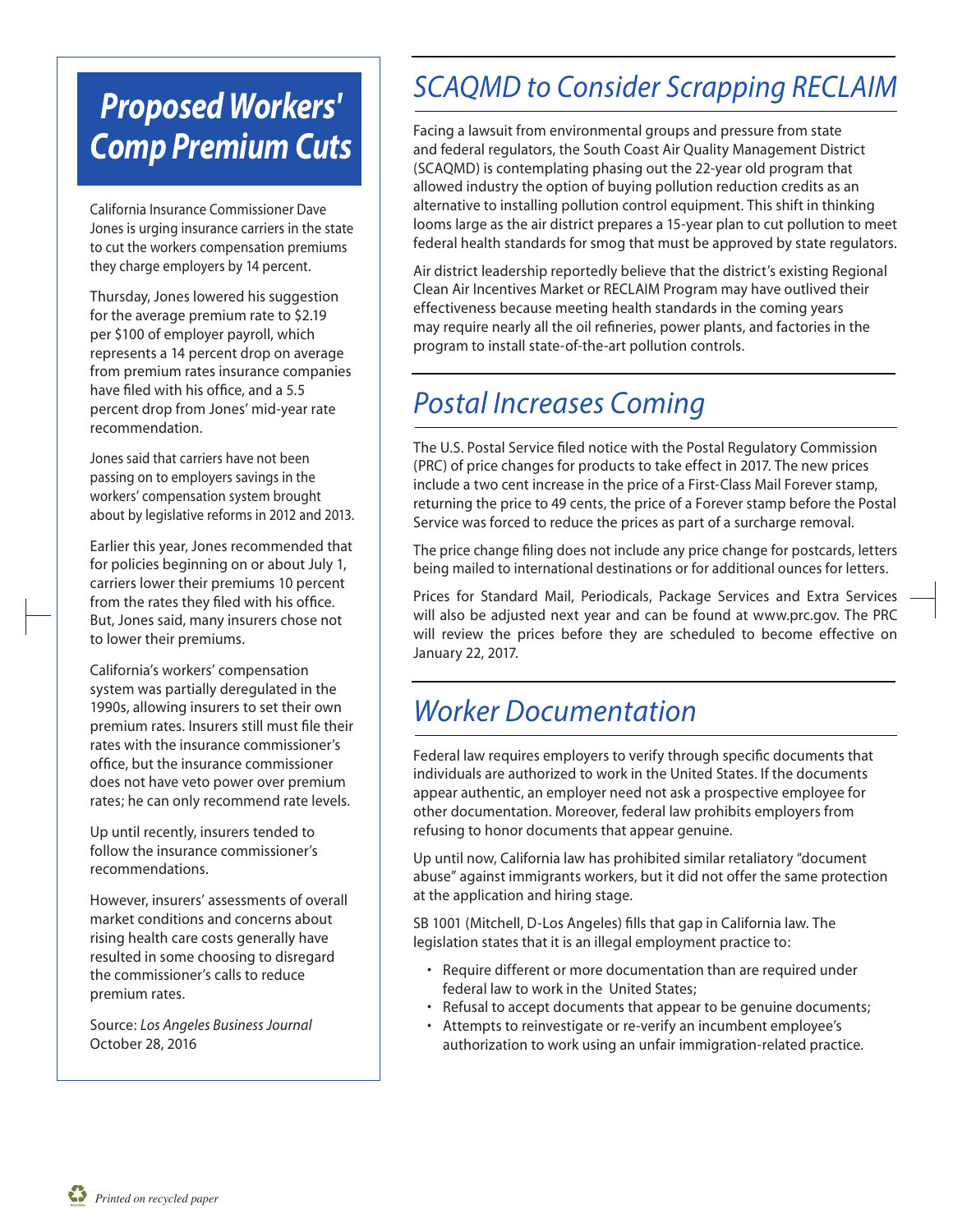## Proposed Workers' Comp Premium Cuts

California Insurance Commissioner Dave Jones is urging insurance carriers in the state to cut the workers compensation premiums they charge employers by 14 percent.

Thursday, Jones lowered his suggestion for the average premium rate to $2.19 per $100 of employer payroll, which represents a 14 percent drop on average from premium rates insurance companies have filed with his office, and a 5.5 percent drop from Jones' mid-year rate recommendation.

Jones said that carriers have not been passing on to employers savings in the workers' compensation system brought about by legislative reforms in 2012 and 2013.

Earlier this year, Jones recommended that for policies beginning on or about July 1, carriers lower their premiums 10 percent from the rates they filed with his office. But, Jones said, many insurers chose not to lower their premiums.

California's workers' compensation system was partially deregulated in the 1990s, allowing insurers to set their own premium rates. Insurers still must file their rates with the insurance commissioner's office, but the insurance commissioner does not have veto power over premium rates; he can only recommend rate levels.

Up until recently, insurers tended to follow the insurance commissioner's recommendations.

However, insurers' assessments of overall market conditions and concerns about rising health care costs generally have resulted in some choosing to disregard the commissioner's calls to reduce premium rates.

Source: *Los Angeles Business Journal* October 28, 2016

## SCAQMD to Consider Scrapping RECLAIM

Facing a lawsuit from environmental groups and pressure from state and federal regulators, the South Coast Air Quality Management District (SCAQMD) is contemplating phasing out the 22-year old program that allowed industry the option of buying pollution reduction credits as an alternative to installing pollution control equipment. This shift in thinking looms large as the air district prepares a 15-year plan to cut pollution to meet federal health standards for smog that must be approved by state regulators.

Air district leadership reportedly believe that the district's existing Regional Clean Air Incentives Market or RECLAIM Program may have outlived their effectiveness because meeting health standards in the coming years may require nearly all the oil refineries, power plants, and factories in the program to install state-of-the-art pollution controls.

## Postal Increases Coming

The U.S. Postal Service filed notice with the Postal Regulatory Commission (PRC) of price changes for products to take effect in 2017. The new prices include a two cent increase in the price of a First-Class Mail Forever stamp, returning the price to 49 cents, the price of a Forever stamp before the Postal Service was forced to reduce the prices as part of a surcharge removal.

The price change filing does not include any price change for postcards, letters being mailed to international destinations or for additional ounces for letters.

Prices for Standard Mail, Periodicals, Package Services and Extra Services will also be adjusted next year and can be found at www.prc.gov. The PRC will review the prices before they are scheduled to become effective on January 22, 2017.

## Worker Documentation

Federal law requires employers to verify through specific documents that individuals are authorized to work in the United States. If the documents appear authentic, an employer need not ask a prospective employee for other documentation. Moreover, federal law prohibits employers from refusing to honor documents that appear genuine.

Up until now, California law has prohibited similar retaliatory "document abuse" against immigrants workers, but it did not offer the same protection at the application and hiring stage.

SB 1001 (Mitchell, D-Los Angeles) fills that gap in California law. The legislation states that it is an illegal employment practice to:

- Require different or more documentation than are required under federal law to work in the United States;
- Refusal to accept documents that appear to be genuine documents;
- Attempts to reinvestigate or re-verify an incumbent employee's authorization to work using an unfair immigration-related practice.

*Printed on recycled paper*